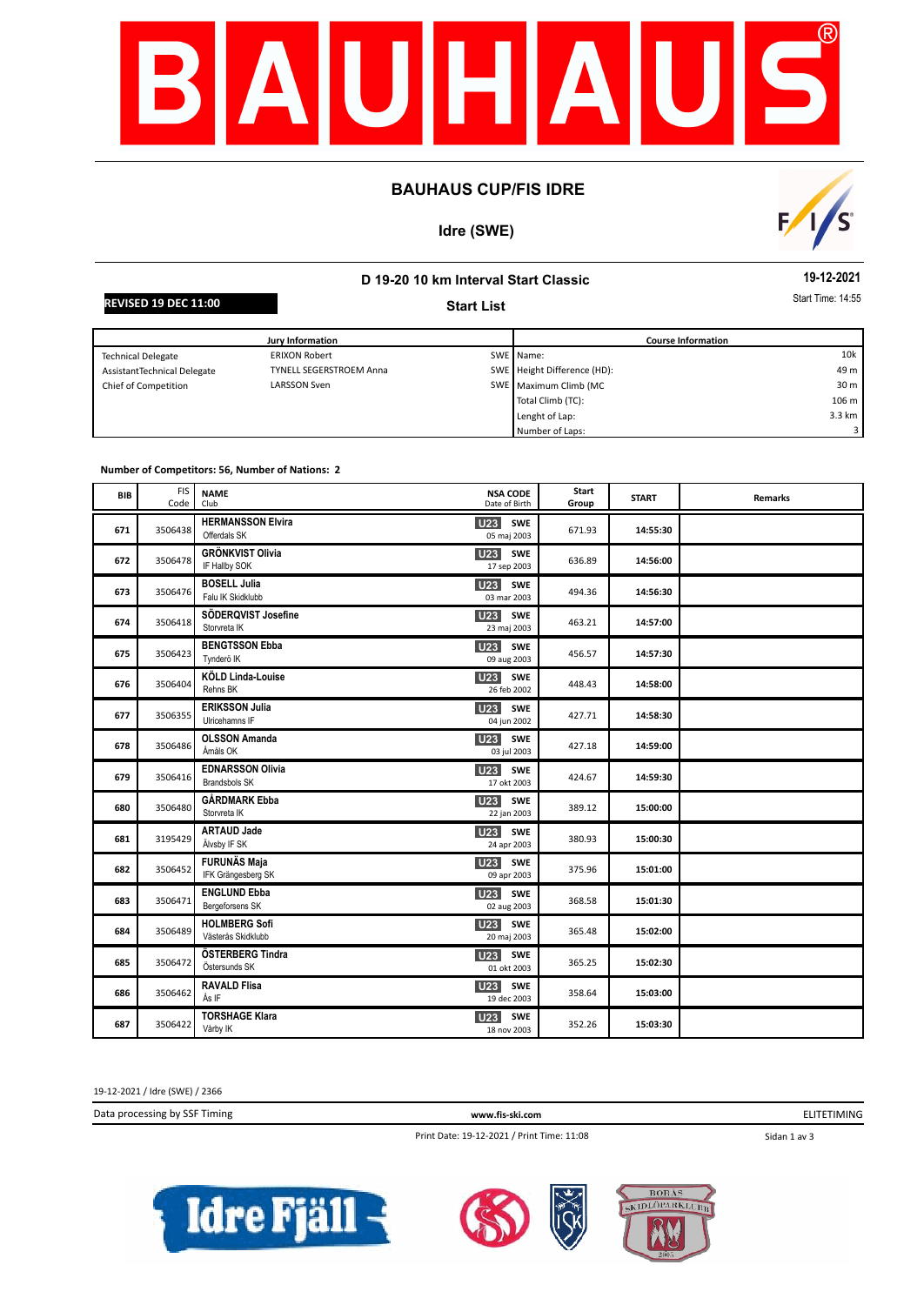# BAUHAUS CUP/FIS IDRE

## Idre (SWE)

**D 19-20 10 km Interval Start Classic**

**19-12-2021**

**REVISED 19 DEC 11:00**

**Start List**

Start Time: 14:55

| Jury Information | | | Course Information | |
|---|---|---|---|---|
| Technical Delegate | ERIXON Robert | SWE | Name: | 10k |
| AssistantTechnical Delegate | TYNELL SEGERSTROEM Anna | SWE | Height Difference (HD): | 49 m |
| Chief of Competition | LARSSON Sven | SWE | Maximum Climb (MC | 30 m |
| | | | Total Climb (TC): | 106 m |
| | | | Lenght of Lap: | 3.3 km |
| | | | Number of Laps: | 3 |

**Number of Competitors: 56, Number of Nations: 2**

| BIB | FIS Code | NAME / Club | NSA CODE / Date of Birth | Start Group | START | Remarks |
|---|---|---|---|---|---|---|
| 671 | 3506438 | **HERMANSSON Elvira** Offerdals SK | U23 SWE 05 maj 2003 | 671.93 | 14:55:30 | |
| 672 | 3506478 | **GRÖNKVIST Olivia** IF Hallby SOK | U23 SWE 17 sep 2003 | 636.89 | 14:56:00 | |
| 673 | 3506476 | **BOSELL Julia** Falu IK Skidklubb | U23 SWE 03 mar 2003 | 494.36 | 14:56:30 | |
| 674 | 3506418 | **SÖDERQVIST Josefine** Storvreta IK | U23 SWE 23 maj 2003 | 463.21 | 14:57:00 | |
| 675 | 3506423 | **BENGTSSON Ebba** Tynderö IK | U23 SWE 09 aug 2003 | 456.57 | 14:57:30 | |
| 676 | 3506404 | **KÖLD Linda-Louise** Rehns BK | U23 SWE 26 feb 2002 | 448.43 | 14:58:00 | |
| 677 | 3506355 | **ERIKSSON Julia** Ulricehamns IF | U23 SWE 04 jun 2002 | 427.71 | 14:58:30 | |
| 678 | 3506486 | **OLSSON Amanda** Åmåls OK | U23 SWE 03 jul 2003 | 427.18 | 14:59:00 | |
| 679 | 3506416 | **EDNARSSON Olivia** Brandsbols SK | U23 SWE 17 okt 2003 | 424.67 | 14:59:30 | |
| 680 | 3506480 | **GÅRDMARK Ebba** Storvreta IK | U23 SWE 22 jan 2003 | 389.12 | 15:00:00 | |
| 681 | 3195429 | **ARTAUD Jade** Älvsby IF SK | U23 SWE 24 apr 2003 | 380.93 | 15:00:30 | |
| 682 | 3506452 | **FURUNÄS Maja** IFK Grängesberg SK | U23 SWE 09 apr 2003 | 375.96 | 15:01:00 | |
| 683 | 3506471 | **ENGLUND Ebba** Bergeforsens SK | U23 SWE 02 aug 2003 | 368.58 | 15:01:30 | |
| 684 | 3506489 | **HOLMBERG Sofi** Västerås Skidklubb | U23 SWE 20 maj 2003 | 365.48 | 15:02:00 | |
| 685 | 3506472 | **ÖSTERBERG Tindra** Östersunds SK | U23 SWE 01 okt 2003 | 365.25 | 15:02:30 | |
| 686 | 3506462 | **RAVALD Flisa** Ås IF | U23 SWE 19 dec 2003 | 358.64 | 15:03:00 | |
| 687 | 3506422 | **TORSHAGE Klara** Vårby IK | U23 SWE 18 nov 2003 | 352.26 | 15:03:30 | |

19-12-2021 / Idre (SWE) / 2366

Data processing by SSF Timing — www.fis-ski.com — ELITETIMING

Print Date: 19-12-2021 / Print Time: 11:08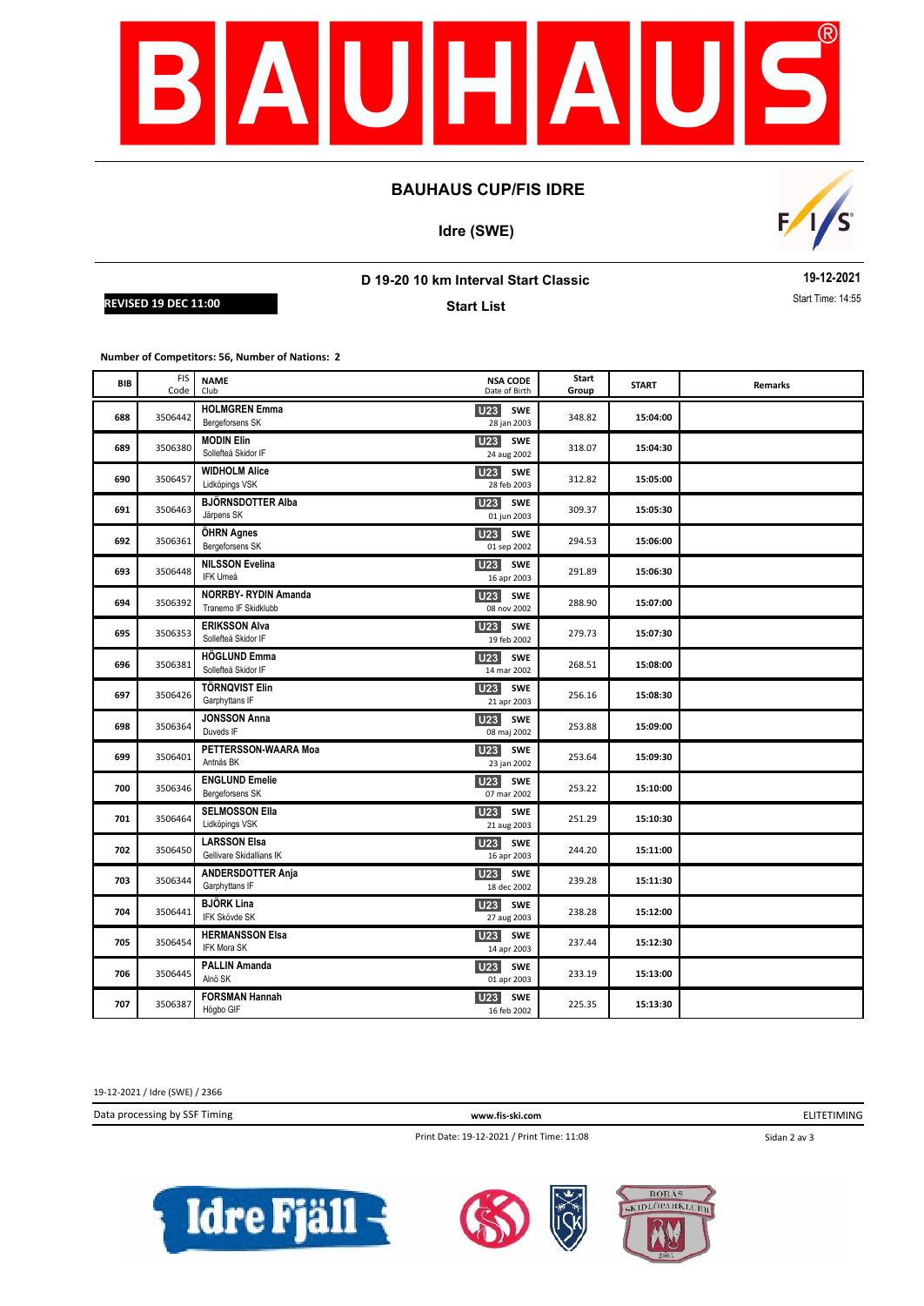# BAUHAUS CUP/FIS IDRE

## Idre (SWE)

### D 19-20 10 km Interval Start Classic

**19-12-2021**

Start Time: 14:55

**REVISED 19 DEC 11:00**

**Start List**

**Number of Competitors: 56, Number of Nations: 2**

| BIB | FIS Code | NAME Club | NSA CODE Date of Birth | Start Group | START | Remarks |
|---|---|---|---|---|---|---|
| 688 | 3506442 | **HOLMGREN Emma** Bergeforsens SK | U23 SWE 28 jan 2003 | 348.82 | 15:04:00 | |
| 689 | 3506380 | **MODIN Elin** Sollefteå Skidor IF | U23 SWE 24 aug 2002 | 318.07 | 15:04:30 | |
| 690 | 3506457 | **WIDHOLM Alice** Lidköpings VSK | U23 SWE 28 feb 2003 | 312.82 | 15:05:00 | |
| 691 | 3506463 | **BJÖRNSDOTTER Alba** Järpens SK | U23 SWE 01 jun 2003 | 309.37 | 15:05:30 | |
| 692 | 3506361 | **ÖHRN Agnes** Bergeforsens SK | U23 SWE 01 sep 2002 | 294.53 | 15:06:00 | |
| 693 | 3506448 | **NILSSON Evelina** IFK Umeå | U23 SWE 16 apr 2003 | 291.89 | 15:06:30 | |
| 694 | 3506392 | **NORRBY- RYDIN Amanda** Tranemo IF Skidklubb | U23 SWE 08 nov 2002 | 288.90 | 15:07:00 | |
| 695 | 3506353 | **ERIKSSON Alva** Sollefteå Skidor IF | U23 SWE 19 feb 2002 | 279.73 | 15:07:30 | |
| 696 | 3506381 | **HÖGLUND Emma** Sollefteå Skidor IF | U23 SWE 14 mar 2002 | 268.51 | 15:08:00 | |
| 697 | 3506426 | **TÖRNQVIST Elin** Garphyttans IF | U23 SWE 21 apr 2003 | 256.16 | 15:08:30 | |
| 698 | 3506364 | **JONSSON Anna** Duveds IF | U23 SWE 08 maj 2002 | 253.88 | 15:09:00 | |
| 699 | 3506401 | **PETTERSSON-WAARA Moa** Antnäs BK | U23 SWE 23 jan 2002 | 253.64 | 15:09:30 | |
| 700 | 3506346 | **ENGLUND Emelie** Bergeforsens SK | U23 SWE 07 mar 2002 | 253.22 | 15:10:00 | |
| 701 | 3506464 | **SELMOSSON Ella** Lidköpings VSK | U23 SWE 21 aug 2003 | 251.29 | 15:10:30 | |
| 702 | 3506450 | **LARSSON Elsa** Gellivare Skidallians IK | U23 SWE 16 apr 2003 | 244.20 | 15:11:00 | |
| 703 | 3506344 | **ANDERSDOTTER Anja** Garphyttans IF | U23 SWE 18 dec 2002 | 239.28 | 15:11:30 | |
| 704 | 3506441 | **BJÖRK Lina** IFK Skövde SK | U23 SWE 27 aug 2003 | 238.28 | 15:12:00 | |
| 705 | 3506454 | **HERMANSSON Elsa** IFK Mora SK | U23 SWE 14 apr 2003 | 237.44 | 15:12:30 | |
| 706 | 3506445 | **PALLIN Amanda** Alnö SK | U23 SWE 01 apr 2003 | 233.19 | 15:13:00 | |
| 707 | 3506387 | **FORSMAN Hannah** Högbo GIF | U23 SWE 16 feb 2002 | 225.35 | 15:13:30 | |

19-12-2021 / Idre (SWE) / 2366

Data processing by SSF Timing — www.fis-ski.com — ELITETIMING

Print Date: 19-12-2021 / Print Time: 11:08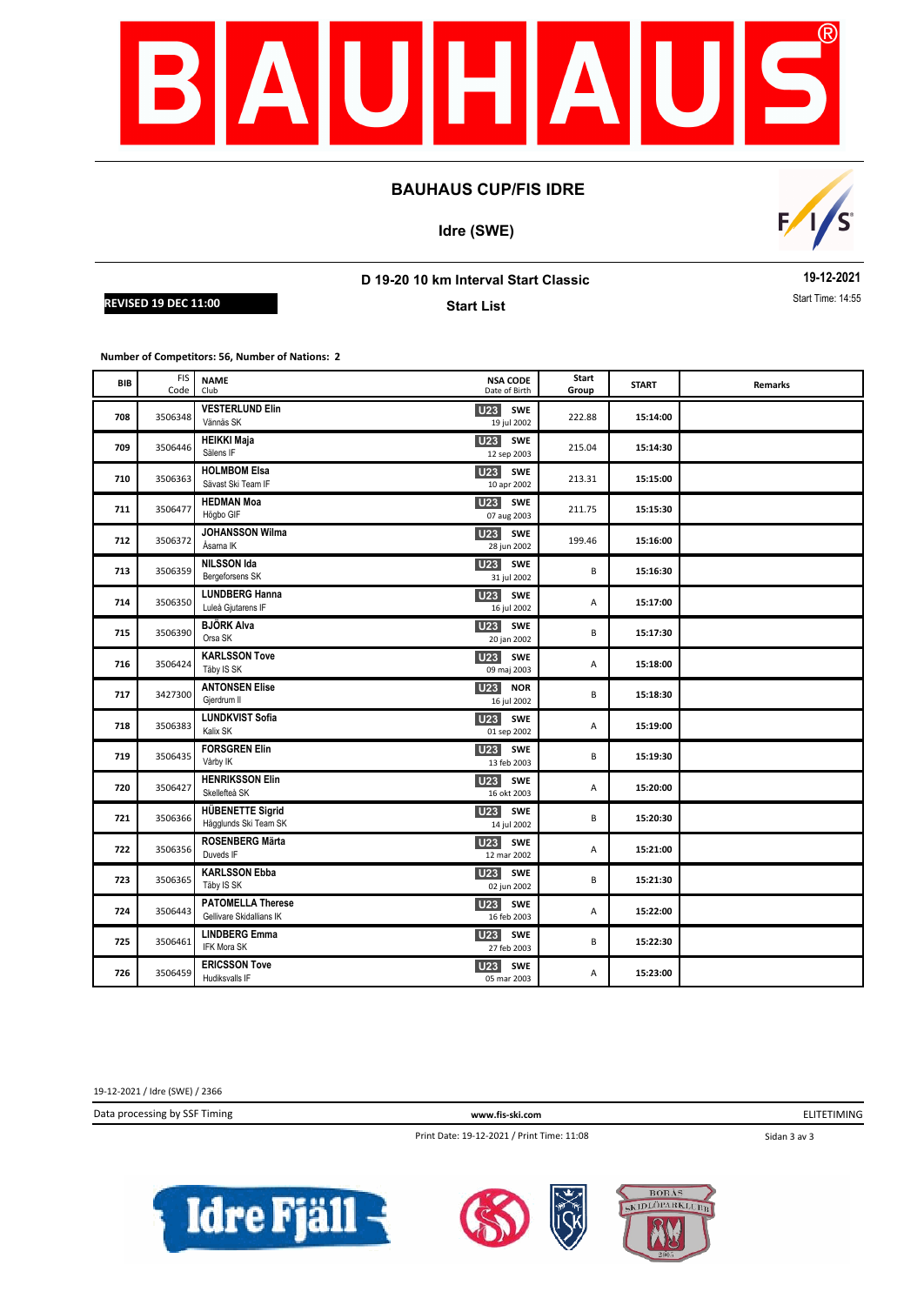# BAUHAUS CUP/FIS IDRE

## Idre (SWE)

### D 19-20 10 km Interval Start Classic

### Start List

**REVISED 19 DEC 11:00**

19-12-2021

Start Time: 14:55

**Number of Competitors: 56, Number of Nations: 2**

| BIB | FIS Code | NAME Club | NSA CODE Date of Birth | Start Group | START | Remarks |
|---|---|---|---|---|---|---|
| 708 | 3506348 | **VESTERLUND Elin** Vännäs SK | U23 SWE 19 jul 2002 | 222.88 | 15:14:00 | |
| 709 | 3506446 | **HEIKKI Maja** Sälens IF | U23 SWE 12 sep 2003 | 215.04 | 15:14:30 | |
| 710 | 3506363 | **HOLMBOM Elsa** Sävast Ski Team IF | U23 SWE 10 apr 2002 | 213.31 | 15:15:00 | |
| 711 | 3506477 | **HEDMAN Moa** Högbo GIF | U23 SWE 07 aug 2003 | 211.75 | 15:15:30 | |
| 712 | 3506372 | **JOHANSSON Wilma** Åsarna IK | U23 SWE 28 jun 2002 | 199.46 | 15:16:00 | |
| 713 | 3506359 | **NILSSON Ida** Bergeforsens SK | U23 SWE 31 jul 2002 | B | 15:16:30 | |
| 714 | 3506350 | **LUNDBERG Hanna** Luleå Gjutarens IF | U23 SWE 16 jul 2002 | A | 15:17:00 | |
| 715 | 3506390 | **BJÖRK Alva** Orsa SK | U23 SWE 20 jan 2002 | B | 15:17:30 | |
| 716 | 3506424 | **KARLSSON Tove** Täby IS SK | U23 SWE 09 maj 2003 | A | 15:18:00 | |
| 717 | 3427300 | **ANTONSEN Elise** Gjerdrum Il | U23 NOR 16 jul 2002 | B | 15:18:30 | |
| 718 | 3506383 | **LUNDKVIST Sofia** Kalix SK | U23 SWE 01 sep 2002 | A | 15:19:00 | |
| 719 | 3506435 | **FORSGREN Elin** Vårby IK | U23 SWE 13 feb 2003 | B | 15:19:30 | |
| 720 | 3506427 | **HENRIKSSON Elin** Skellefteå SK | U23 SWE 16 okt 2003 | A | 15:20:00 | |
| 721 | 3506366 | **HÜBENETTE Sigrid** Hägglunds Ski Team SK | U23 SWE 14 jul 2002 | B | 15:20:30 | |
| 722 | 3506356 | **ROSENBERG Märta** Duveds IF | U23 SWE 12 mar 2002 | A | 15:21:00 | |
| 723 | 3506365 | **KARLSSON Ebba** Täby IS SK | U23 SWE 02 jun 2002 | B | 15:21:30 | |
| 724 | 3506443 | **PATOMELLA Therese** Gellivare Skidallians IK | U23 SWE 16 feb 2003 | A | 15:22:00 | |
| 725 | 3506461 | **LINDBERG Emma** IFK Mora SK | U23 SWE 27 feb 2003 | B | 15:22:30 | |
| 726 | 3506459 | **ERICSSON Tove** Hudiksvalls IF | U23 SWE 05 mar 2003 | A | 15:23:00 | |

19-12-2021 / Idre (SWE) / 2366

Data processing by SSF Timing — www.fis-ski.com — ELITETIMING

Print Date: 19-12-2021 / Print Time: 11:08